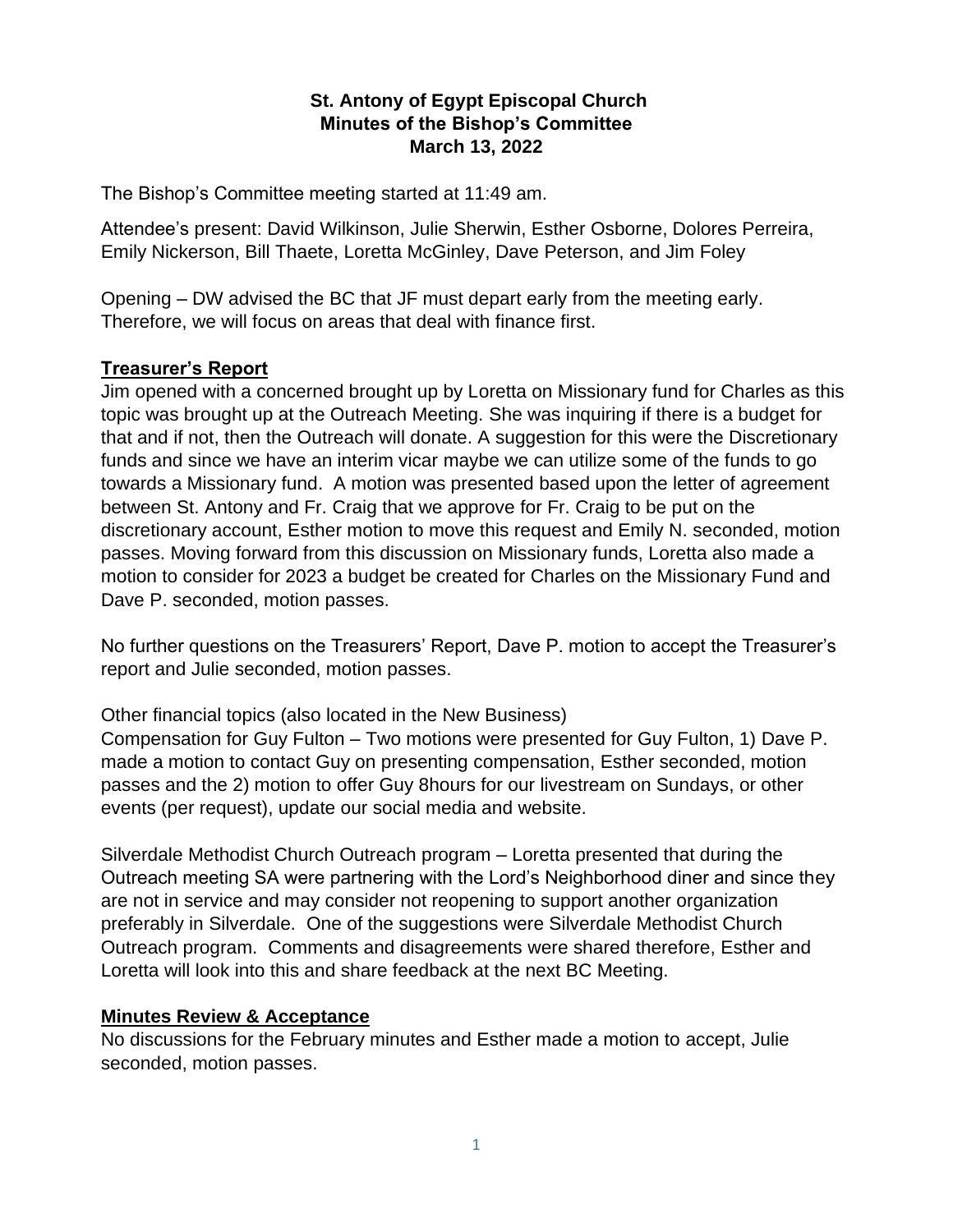**St. Antony of Egypt Episcopal Church**
**Minutes of the Bishop's Committee**
**March 13, 2022**

The Bishop's Committee meeting started at 11:49 am.

Attendee's present: David Wilkinson, Julie Sherwin, Esther Osborne, Dolores Perreira, Emily Nickerson, Bill Thaete, Loretta McGinley, Dave Peterson, and Jim Foley

Opening – DW advised the BC that JF must depart early from the meeting early. Therefore, we will focus on areas that deal with finance first.

## Treasurer's Report

Jim opened with a concerned brought up by Loretta on Missionary fund for Charles as this topic was brought up at the Outreach Meeting. She was inquiring if there is a budget for that and if not, then the Outreach will donate. A suggestion for this were the Discretionary funds and since we have an interim vicar maybe we can utilize some of the funds to go towards a Missionary fund. A motion was presented based upon the letter of agreement between St. Antony and Fr. Craig that we approve for Fr. Craig to be put on the discretionary account, Esther motion to move this request and Emily N. seconded, motion passes. Moving forward from this discussion on Missionary funds, Loretta also made a motion to consider for 2023 a budget be created for Charles on the Missionary Fund and Dave P. seconded, motion passes.

No further questions on the Treasurers' Report, Dave P. motion to accept the Treasurer's report and Julie seconded, motion passes.

Other financial topics (also located in the New Business)
Compensation for Guy Fulton – Two motions were presented for Guy Fulton, 1) Dave P. made a motion to contact Guy on presenting compensation, Esther seconded, motion passes and the 2) motion to offer Guy 8hours for our livestream on Sundays, or other events (per request), update our social media and website.

Silverdale Methodist Church Outreach program – Loretta presented that during the Outreach meeting SA were partnering with the Lord's Neighborhood diner and since they are not in service and may consider not reopening to support another organization preferably in Silverdale. One of the suggestions were Silverdale Methodist Church Outreach program. Comments and disagreements were shared therefore, Esther and Loretta will look into this and share feedback at the next BC Meeting.

## Minutes Review & Acceptance

No discussions for the February minutes and Esther made a motion to accept, Julie seconded, motion passes.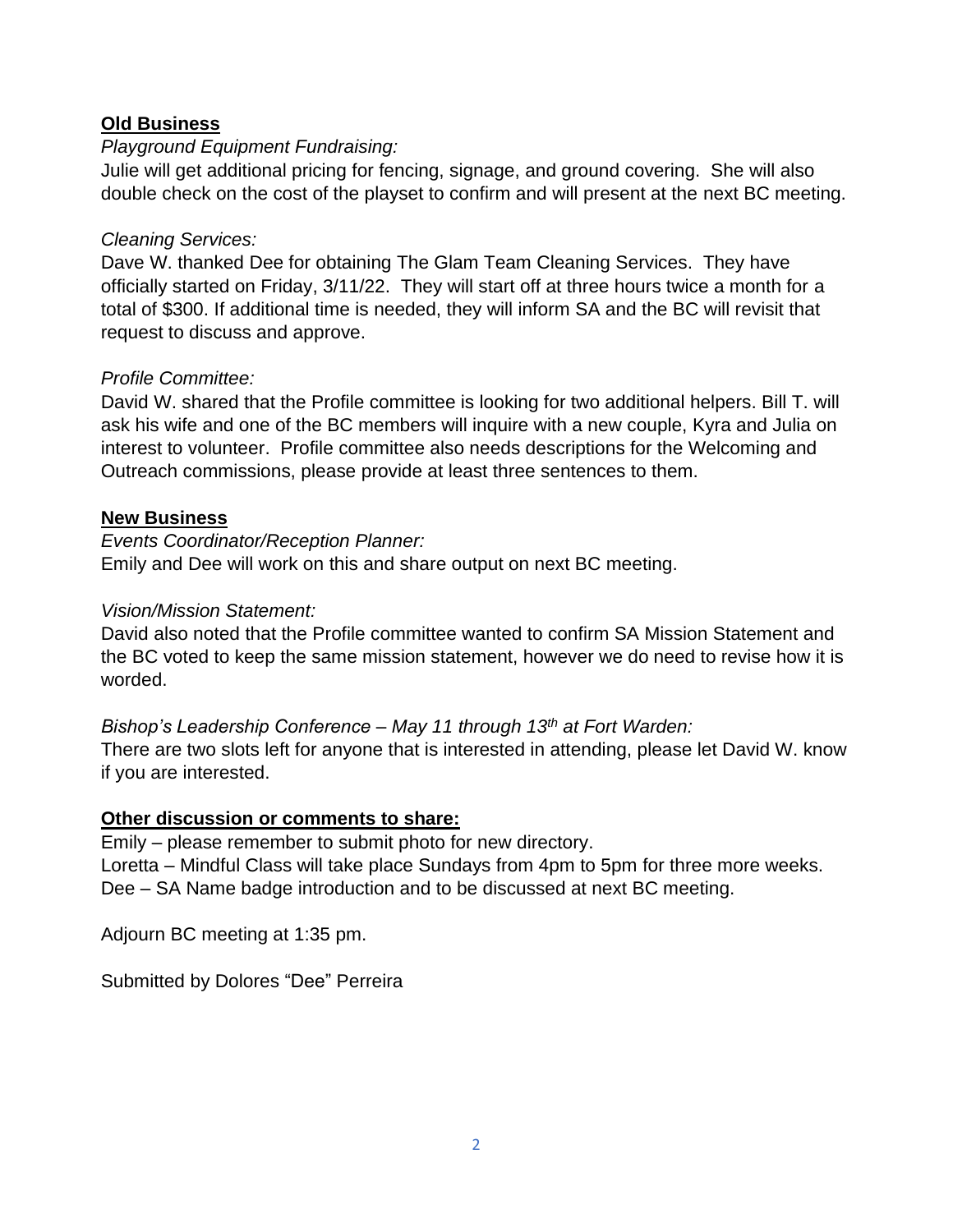**Old Business**

*Playground Equipment Fundraising:*

Julie will get additional pricing for fencing, signage, and ground covering. She will also double check on the cost of the playset to confirm and will present at the next BC meeting.

*Cleaning Services:*

Dave W. thanked Dee for obtaining The Glam Team Cleaning Services. They have officially started on Friday, 3/11/22. They will start off at three hours twice a month for a total of $300. If additional time is needed, they will inform SA and the BC will revisit that request to discuss and approve.

*Profile Committee:*

David W. shared that the Profile committee is looking for two additional helpers. Bill T. will ask his wife and one of the BC members will inquire with a new couple, Kyra and Julia on interest to volunteer. Profile committee also needs descriptions for the Welcoming and Outreach commissions, please provide at least three sentences to them.

**New Business**

*Events Coordinator/Reception Planner:*

Emily and Dee will work on this and share output on next BC meeting.

*Vision/Mission Statement:*

David also noted that the Profile committee wanted to confirm SA Mission Statement and the BC voted to keep the same mission statement, however we do need to revise how it is worded.

*Bishop's Leadership Conference – May 11 through 13th at Fort Warden:*

There are two slots left for anyone that is interested in attending, please let David W. know if you are interested.

**Other discussion or comments to share:**

Emily – please remember to submit photo for new directory.
Loretta – Mindful Class will take place Sundays from 4pm to 5pm for three more weeks.
Dee – SA Name badge introduction and to be discussed at next BC meeting.

Adjourn BC meeting at 1:35 pm.

Submitted by Dolores "Dee" Perreira